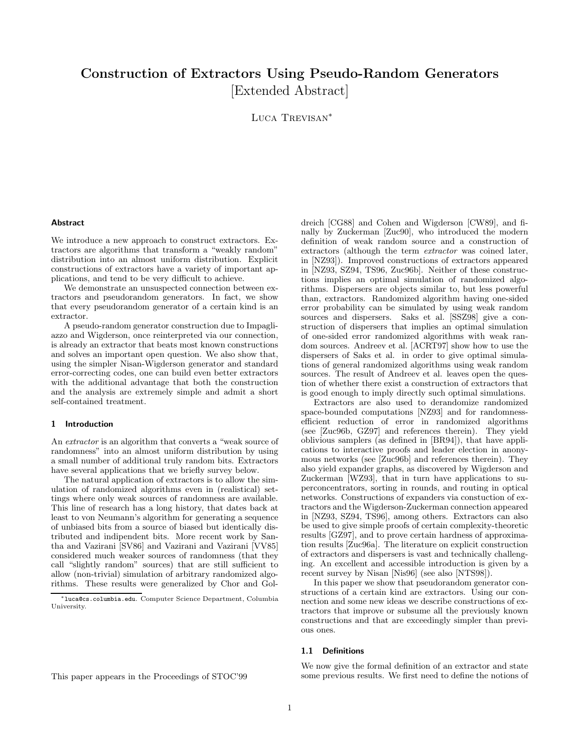# Construction of Extractors Using Pseudo-Random Generators

[Extended Abstract]

Luca Trevisan*

## Abstract

We introduce a new approach to construct extractors. Extractors are algorithms that transform a "weakly random" distribution into an almost uniform distribution. Explicit constructions of extractors have a variety of important applications, and tend to be very difficult to achieve.

We demonstrate an unsuspected connection between extractors and pseudorandom generators. In fact, we show that every pseudorandom generator of a certain kind is an extractor.

A pseudo-random generator construction due to Impagliazzo and Wigderson, once reinterpreted via our connection, is already an extractor that beats most known constructions and solves an important open question. We also show that, using the simpler Nisan-Wigderson generator and standard error-correcting codes, one can build even better extractors with the additional advantage that both the construction and the analysis are extremely simple and admit a short self-contained treatment.

## 1 Introduction

An *extractor* is an algorithm that converts a "weak source of randomness" into an almost uniform distribution by using a small number of additional truly random bits. Extractors have several applications that we briefly survey below.

The natural application of extractors is to allow the simulation of randomized algorithms even in (realistical) settings where only weak sources of randomness are available. This line of research has a long history, that dates back at least to von Neumann's algorithm for generating a sequence of unbiased bits from a source of biased but identically distributed and indipendent bits. More recent work by Santha and Vazirani [SV86] and Vazirani and Vazirani [VV85] considered much weaker sources of randomness (that they call "slightly random" sources) that are still sufficient to allow (non-trivial) simulation of arbitrary randomized algorithms. These results were generalized by Chor and Goldreich [CG88] and Cohen and Wigderson [CW89], and finally by Zuckerman [Zuc90], who introduced the modern definition of weak random source and a construction of extractors (although the term *extractor* was coined later, in [NZ93]). Improved constructions of extractors appeared in [NZ93, SZ94, TS96, Zuc96b]. Neither of these constructions implies an optimal simulation of randomized algorithms. Dispersers are objects similar to, but less powerful than, extractors. Randomized algorithm having one-sided error probability can be simulated by using weak random sources and dispersers. Saks et al. [SSZ98] give a construction of dispersers that implies an optimal simulation of one-sided error randomized algorithms with weak random sources. Andreev et al. [ACRT97] show how to use the dispersers of Saks et al. in order to give optimal simulations of general randomized algorithms using weak random sources. The result of Andreev et al. leaves open the question of whether there exist a construction of extractors that is good enough to imply directly such optimal simulations.

Extractors are also used to derandomize randomized space-bounded computations [NZ93] and for randomness-efficient reduction of error in randomized algorithms (see [Zuc96b, GZ97] and references therein). They yield oblivious samplers (as defined in [BR94]), that have applications to interactive proofs and leader election in anonymous networks (see [Zuc96b] and references therein). They also yield expander graphs, as discovered by Wigderson and Zuckerman [WZ93], that in turn have applications to superconcentrators, sorting in rounds, and routing in optical networks. Constructions of expanders via constuction of extractors and the Wigderson-Zuckerman connection appeared in [NZ93, SZ94, TS96], among others. Extractors can also be used to give simple proofs of certain complexity-theoretic results [GZ97], and to prove certain hardness of approximation results [Zuc96a]. The literature on explicit construction of extractors and dispersers is vast and technically challenging. An excellent and accessible introduction is given by a recent survey by Nisan [Nis96] (see also [NTS98]).

In this paper we show that pseudorandom generator constructions of a certain kind are extractors. Using our connection and some new ideas we describe constructions of extractors that improve or subsume all the previously known constructions and that are exceedingly simpler than previous ones.

### 1.1 Definitions

We now give the formal definition of an extractor and state some previous results. We first need to define the notions of

*luca@cs.columbia.edu. Computer Science Department, Columbia University.

This paper appears in the Proceedings of STOC'99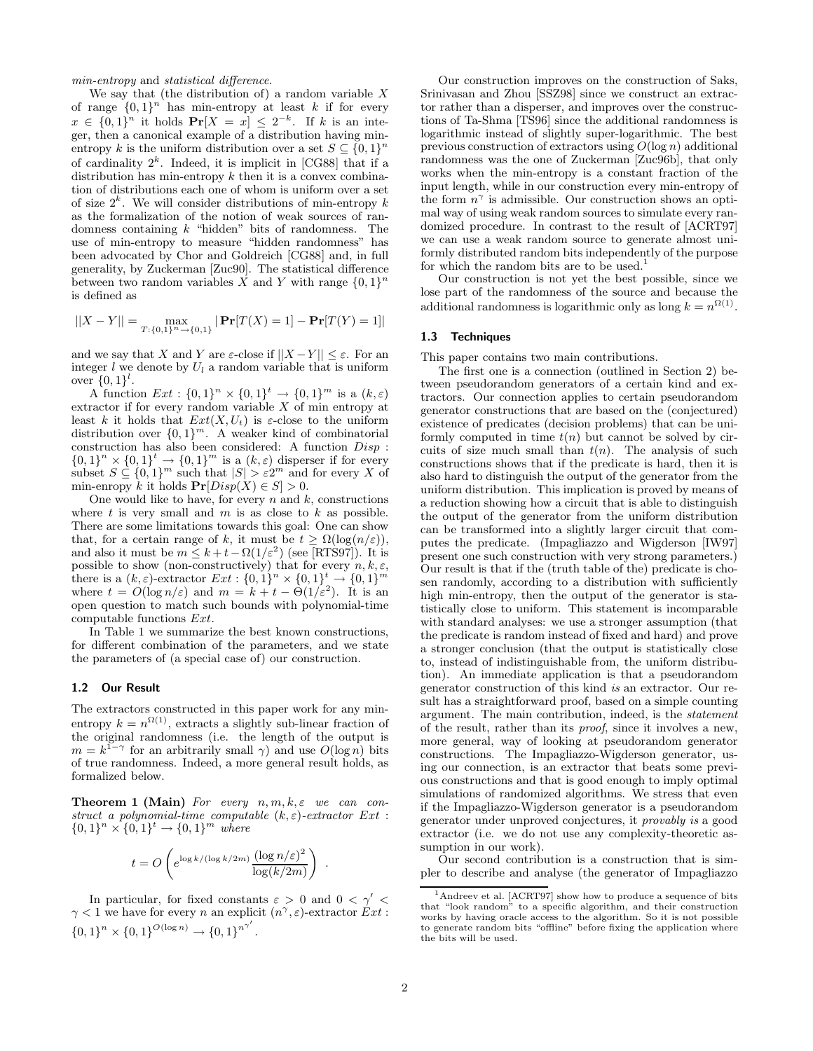*min-entropy* and *statistical difference*.

We say that (the distribution of) a random variable $X$ of range $\{0,1\}^n$ has min-entropy at least $k$ if for every $x \in \{0,1\}^n$ it holds $\mathbf{Pr}[X = x] \leq 2^{-k}$. If $k$ is an integer, then a canonical example of a distribution having min-entropy $k$ is the uniform distribution over a set $S \subseteq \{0,1\}^n$ of cardinality $2^k$. Indeed, it is implicit in [CG88] that if a distribution has min-entropy $k$ then it is a convex combination of distributions each one of whom is uniform over a set of size $2^k$. We will consider distributions of min-entropy $k$ as the formalization of the notion of weak sources of randomness containing $k$ "hidden" bits of randomness. The use of min-entropy to measure "hidden randomness" has been advocated by Chor and Goldreich [CG88] and, in full generality, by Zuckerman [Zuc90]. The statistical difference between two random variables $X$ and $Y$ with range $\{0,1\}^n$ is defined as

$$||X - Y|| = \max_{T:\{0,1\}^n \to \{0,1\}} |\mathbf{Pr}[T(X) = 1] - \mathbf{Pr}[T(Y) = 1]|$$

and we say that $X$ and $Y$ are $\varepsilon$-close if $||X - Y|| \leq \varepsilon$. For an integer $l$ we denote by $U_l$ a random variable that is uniform over $\{0,1\}^l$.

A function $Ext : \{0,1\}^n \times \{0,1\}^t \to \{0,1\}^m$ is a $(k,\varepsilon)$ extractor if for every random variable $X$ of min entropy at least $k$ it holds that $Ext(X, U_t)$ is $\varepsilon$-close to the uniform distribution over $\{0,1\}^m$. A weaker kind of combinatorial construction has also been considered: A function $Disp : \{0,1\}^n \times \{0,1\}^t \to \{0,1\}^m$ is a $(k,\varepsilon)$ disperser if for every subset $S \subseteq \{0,1\}^m$ such that $|S| > \varepsilon 2^m$ and for every $X$ of min-enropy $k$ it holds $\mathbf{Pr}[Disp(X) \in S] > 0$.

One would like to have, for every $n$ and $k$, constructions where $t$ is very small and $m$ is as close to $k$ as possible. There are some limitations towards this goal: One can show that, for a certain range of $k$, it must be $t \geq \Omega(\log(n/\varepsilon))$, and also it must be $m \leq k + t - \Omega(1/\varepsilon^2)$ (see [RTS97]). It is possible to show (non-constructively) that for every $n, k, \varepsilon$, there is a $(k,\varepsilon)$-extractor $Ext : \{0,1\}^n \times \{0,1\}^t \to \{0,1\}^m$ where $t = O(\log n/\varepsilon)$ and $m = k + t - \Theta(1/\varepsilon^2)$. It is an open question to match such bounds with polynomial-time computable functions $Ext$.

In Table 1 we summarize the best known constructions, for different combination of the parameters, and we state the parameters of (a special case of) our construction.

### 1.2 Our Result

The extractors constructed in this paper work for any min-entropy $k = n^{\Omega(1)}$, extracts a slightly sub-linear fraction of the original randomness (i.e. the length of the output is $m = k^{1-\gamma}$ for an arbitrarily small $\gamma$) and use $O(\log n)$ bits of true randomness. Indeed, a more general result holds, as formalized below.

**Theorem 1 (Main)** *For every $n, m, k, \varepsilon$ we can construct a polynomial-time computable $(k,\varepsilon)$-extractor $Ext : \{0,1\}^n \times \{0,1\}^t \to \{0,1\}^m$ where*

$$t = O\left(e^{\log k/(\log k/2m)} \frac{(\log n/\varepsilon)^2}{\log(k/2m)}\right) .$$

In particular, for fixed constants $\varepsilon > 0$ and $0 < \gamma' < \gamma < 1$ we have for every $n$ an explicit $(n^\gamma, \varepsilon)$-extractor $Ext : \{0,1\}^n \times \{0,1\}^{O(\log n)} \to \{0,1\}^{n^{\gamma'}}$.

Our construction improves on the construction of Saks, Srinivasan and Zhou [SSZ98] since we construct an extractor rather than a disperser, and improves over the constructions of Ta-Shma [TS96] since the additional randomness is logarithmic instead of slightly super-logarithmic. The best previous construction of extractors using $O(\log n)$ additional randomness was the one of Zuckerman [Zuc96b], that only works when the min-entropy is a constant fraction of the input length, while in our construction every min-entropy of the form $n^\gamma$ is admissible. Our construction shows an optimal way of using weak random sources to simulate every randomized procedure. In contrast to the result of [ACRT97] we can use a weak random source to generate almost uniformly distributed random bits independently of the purpose for which the random bits are to be used.[1]

Our construction is not yet the best possible, since we lose part of the randomness of the source and because the additional randomness is logarithmic only as long $k = n^{\Omega(1)}$.

### 1.3 Techniques

This paper contains two main contributions.

The first one is a connection (outlined in Section 2) between pseudorandom generators of a certain kind and extractors. Our connection applies to certain pseudorandom generator constructions that are based on the (conjectured) existence of predicates (decision problems) that can be uniformly computed in time $t(n)$ but cannot be solved by circuits of size much small than $t(n)$. The analysis of such constructions shows that if the predicate is hard, then it is also hard to distinguish the output of the generator from the uniform distribution. This implication is proved by means of a reduction showing how a circuit that is able to distinguish the output of the generator from the uniform distribution can be transformed into a slightly larger circuit that computes the predicate. (Impagliazzo and Wigderson [IW97] present one such construction with very strong parameters.) Our result is that if the (truth table of the) predicate is chosen randomly, according to a distribution with sufficiently high min-entropy, then the output of the generator is statistically close to uniform. This statement is incomparable with standard analyses: we use a stronger assumption (that the predicate is random instead of fixed and hard) and prove a stronger conclusion (that the output is statistically close to, instead of indistinguishable from, the uniform distribution). An immediate application is that a pseudorandom generator construction of this kind *is* an extractor. Our result has a straightforward proof, based on a simple counting argument. The main contribution, indeed, is the *statement* of the result, rather than its *proof*, since it involves a new, more general, way of looking at pseudorandom generator constructions. The Impagliazzo-Wigderson generator, using our connection, is an extractor that beats some previous constructions and that is good enough to imply optimal simulations of randomized algorithms. We stress that even if the Impagliazzo-Wigderson generator is a pseudorandom generator under unproved conjectures, it *provably is* a good extractor (i.e. we do not use any complexity-theoretic assumption in our work).

Our second contribution is a construction that is simpler to describe and analyse (the generator of Impagliazzo

[1] Andreev et al. [ACRT97] show how to produce a sequence of bits that "look random" to a specific algorithm, and their construction works by having oracle access to the algorithm. So it is not possible to generate random bits "offline" before fixing the application where the bits will be used.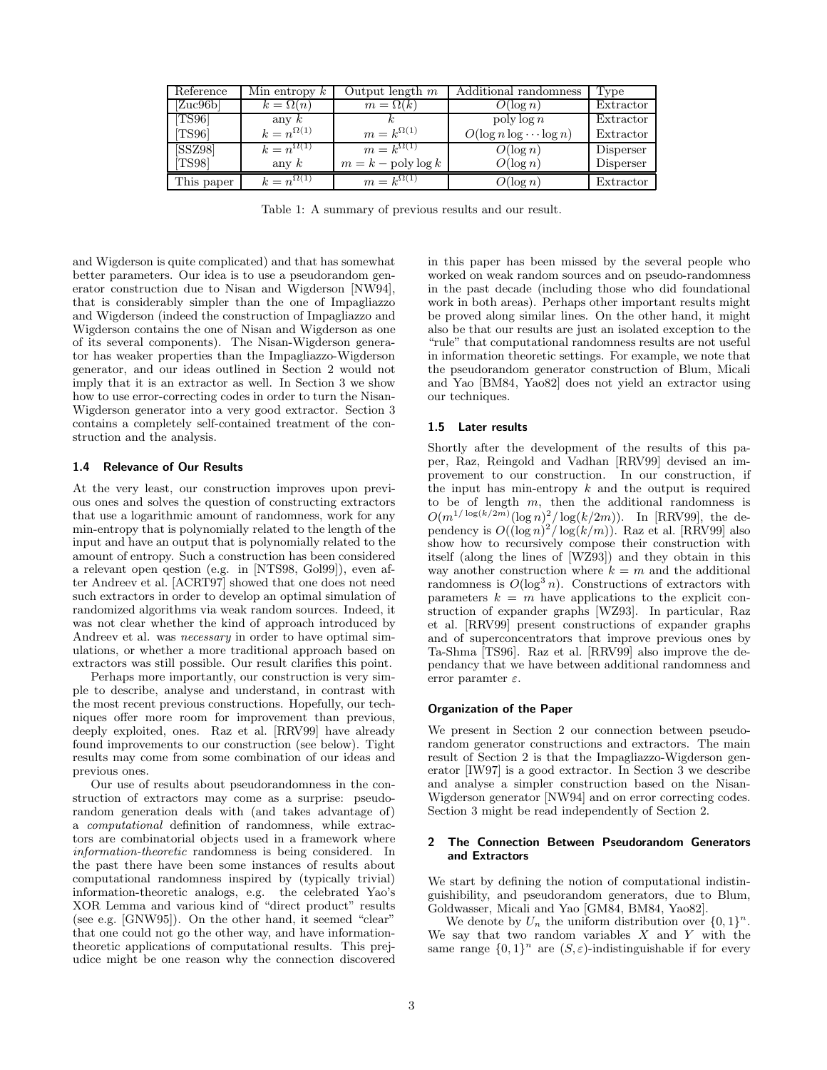| Reference | Min entropy $k$ | Output length $m$ | Additional randomness | Type |
|---|---|---|---|---|
| [Zuc96b] | $k = \Omega(n)$ | $m = \Omega(k)$ | $O(\log n)$ | Extractor |
| [TS96] | any $k$ | $k$ | poly $\log n$ | Extractor |
| [TS96] | $k = n^{\Omega(1)}$ | $m = k^{\Omega(1)}$ | $O(\log n \log \cdots \log n)$ | Extractor |
| [SSZ98] | $k = n^{\Omega(1)}$ | $m = k^{\Omega(1)}$ | $O(\log n)$ | Disperser |
| [TS98] | any $k$ | $m = k - \text{poly} \log k$ | $O(\log n)$ | Disperser |
| This paper | $k = n^{\Omega(1)}$ | $m = k^{\Omega(1)}$ | $O(\log n)$ | Extractor |

Table 1: A summary of previous results and our result.

and Wigderson is quite complicated) and that has somewhat better parameters. Our idea is to use a pseudorandom generator construction due to Nisan and Wigderson [NW94], that is considerably simpler than the one of Impagliazzo and Wigderson (indeed the construction of Impagliazzo and Wigderson contains the one of Nisan and Wigderson as one of its several components). The Nisan-Wigderson generator has weaker properties than the Impagliazzo-Wigderson generator, and our ideas outlined in Section 2 would not imply that it is an extractor as well. In Section 3 we show how to use error-correcting codes in order to turn the Nisan-Wigderson generator into a very good extractor. Section 3 contains a completely self-contained treatment of the construction and the analysis.

### 1.4 Relevance of Our Results

At the very least, our construction improves upon previous ones and solves the question of constructing extractors that use a logarithmic amount of randomness, work for any min-entropy that is polynomially related to the length of the input and have an output that is polynomially related to the amount of entropy. Such a construction has been considered a relevant open qestion (e.g. in [NTS98, Gol99]), even after Andreev et al. [ACRT97] showed that one does not need such extractors in order to develop an optimal simulation of randomized algorithms via weak random sources. Indeed, it was not clear whether the kind of approach introduced by Andreev et al. was *necessary* in order to have optimal simulations, or whether a more traditional approach based on extractors was still possible. Our result clarifies this point.

Perhaps more importantly, our construction is very simple to describe, analyse and understand, in contrast with the most recent previous constructions. Hopefully, our techniques offer more room for improvement than previous, deeply exploited, ones. Raz et al. [RRV99] have already found improvements to our construction (see below). Tight results may come from some combination of our ideas and previous ones.

Our use of results about pseudorandomness in the construction of extractors may come as a surprise: pseudorandom generation deals with (and takes advantage of) a *computational* definition of randomness, while extractors are combinatorial objects used in a framework where *information-theoretic* randomness is being considered. In the past there have been some instances of results about computational randomness inspired by (typically trivial) information-theoretic analogs, e.g. the celebrated Yao's XOR Lemma and various kind of "direct product" results (see e.g. [GNW95]). On the other hand, it seemed "clear" that one could not go the other way, and have information-theoretic applications of computational results. This prejudice might be one reason why the connection discovered in this paper has been missed by the several people who worked on weak random sources and on pseudo-randomness in the past decade (including those who did foundational work in both areas). Perhaps other important results might be proved along similar lines. On the other hand, it might also be that our results are just an isolated exception to the "rule" that computational randomness results are not useful in information theoretic settings. For example, we note that the pseudorandom generator construction of Blum, Micali and Yao [BM84, Yao82] does not yield an extractor using our techniques.

### 1.5 Later results

Shortly after the development of the results of this paper, Raz, Reingold and Vadhan [RRV99] devised an improvement to our construction. In our construction, if the input has min-entropy $k$ and the output is required to be of length $m$, then the additional randomness is $O(m^{1/\log(k/2m)}(\log n)^2/\log(k/2m))$. In [RRV99], the dependency is $O((\log n)^2/\log(k/m))$. Raz et al. [RRV99] also show how to recursively compose their construction with itself (along the lines of [WZ93]) and they obtain in this way another construction where $k = m$ and the additional randomness is $O(\log^3 n)$. Constructions of extractors with parameters $k = m$ have applications to the explicit construction of expander graphs [WZ93]. In particular, Raz et al. [RRV99] present constructions of expander graphs and of superconcentrators that improve previous ones by Ta-Shma [TS96]. Raz et al. [RRV99] also improve the dependancy that we have between additional randomness and error paramter $\varepsilon$.

#### Organization of the Paper

We present in Section 2 our connection between pseudorandom generator constructions and extractors. The main result of Section 2 is that the Impagliazzo-Wigderson generator [IW97] is a good extractor. In Section 3 we describe and analyse a simpler construction based on the Nisan-Wigderson generator [NW94] and on error correcting codes. Section 3 might be read independently of Section 2.

## 2 The Connection Between Pseudorandom Generators and Extractors

We start by defining the notion of computational indistinguishability, and pseudorandom generators, due to Blum, Goldwasser, Micali and Yao [GM84, BM84, Yao82].

We denote by $U_n$ the uniform distribution over $\{0,1\}^n$. We say that two random variables $X$ and $Y$ with the same range $\{0,1\}^n$ are $(S,\varepsilon)$-indistinguishable if for every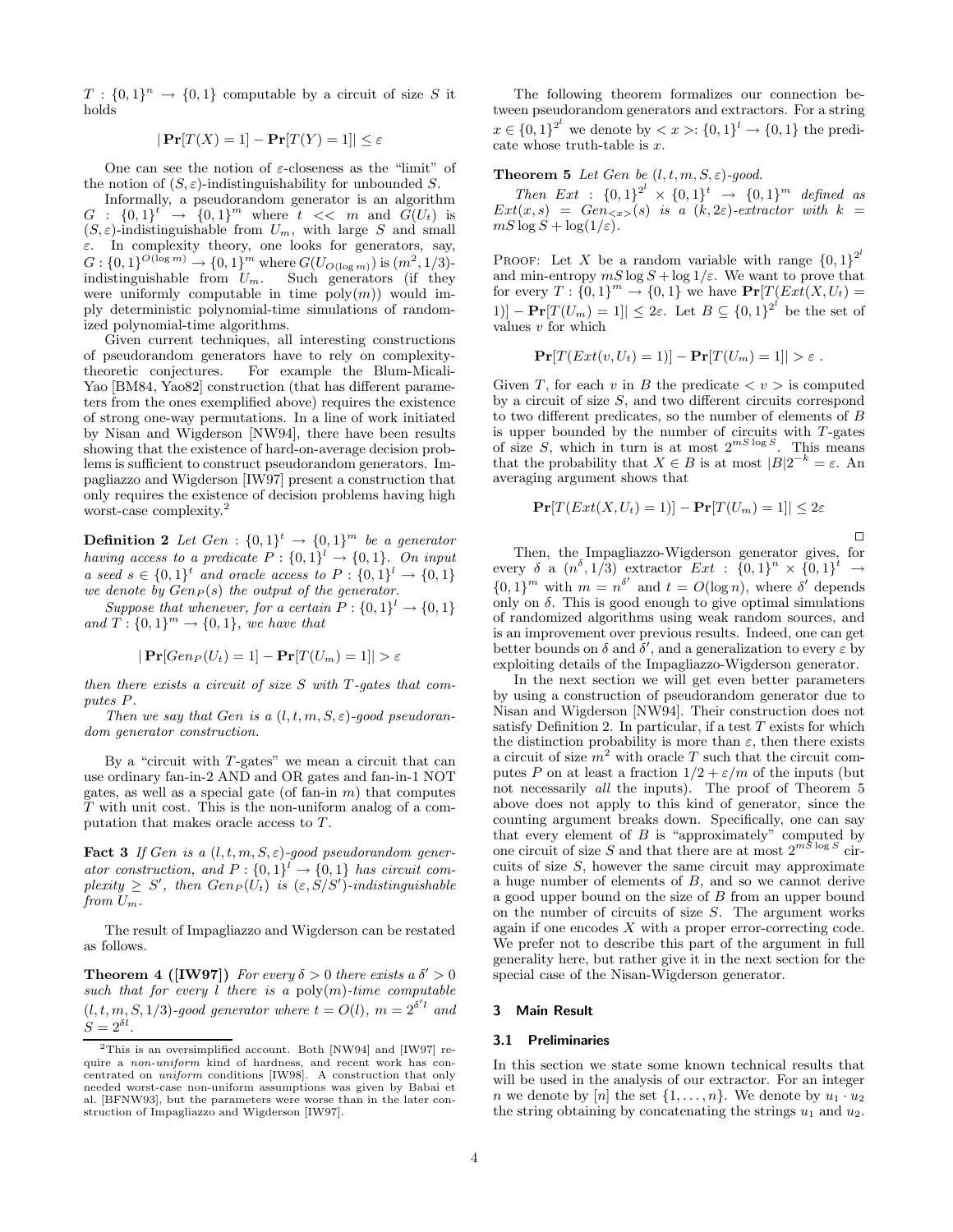$T : \{0,1\}^n \rightarrow \{0,1\}$ computable by a circuit of size $S$ it holds

$$|\mathbf{Pr}[T(X) = 1] - \mathbf{Pr}[T(Y) = 1]| \leq \varepsilon$$

One can see the notion of $\varepsilon$-closeness as the "limit" of the notion of $(S, \varepsilon)$-indistinguishability for unbounded $S$.

Informally, a pseudorandom generator is an algorithm $G : \{0,1\}^t \rightarrow \{0,1\}^m$ where $t << m$ and $G(U_t)$ is $(S, \varepsilon)$-indistinguishable from $U_m$, with large $S$ and small $\varepsilon$. In complexity theory, one looks for generators, say, $G : \{0,1\}^{O(\log m)} \rightarrow \{0,1\}^m$ where $G(U_{O(\log m)})$ is $(m^2, 1/3)$-indistinguishable from $U_m$. Such generators (if they were uniformly computable in time $\mathrm{poly}(m)$) would imply deterministic polynomial-time simulations of randomized polynomial-time algorithms.

Given current techniques, all interesting constructions of pseudorandom generators have to rely on complexity-theoretic conjectures. For example the Blum-Micali-Yao [BM84, Yao82] construction (that has different parameters from the ones exemplified above) requires the existence of strong one-way permutations. In a line of work initiated by Nisan and Wigderson [NW94], there have been results showing that the existence of hard-on-average decision problems is sufficient to construct pseudorandom generators. Impagliazzo and Wigderson [IW97] present a construction that only requires the existence of decision problems having high worst-case complexity.[2]

**Definition 2** *Let $Gen : \{0,1\}^t \rightarrow \{0,1\}^m$ be a generator having access to a predicate $P : \{0,1\}^l \rightarrow \{0,1\}$. On input a seed $s \in \{0,1\}^t$ and oracle access to $P : \{0,1\}^l \rightarrow \{0,1\}$ we denote by $Gen_P(s)$ the output of the generator.*

*Suppose that whenever, for a certain $P : \{0,1\}^l \rightarrow \{0,1\}$ and $T : \{0,1\}^m \rightarrow \{0,1\}$, we have that*

$$|\mathbf{Pr}[Gen_P(U_t) = 1] - \mathbf{Pr}[T(U_m) = 1]| > \varepsilon$$

*then there exists a circuit of size $S$ with $T$-gates that computes $P$.*

*Then we say that Gen is a $(l, t, m, S, \varepsilon)$-good pseudorandom generator construction.*

By a "circuit with $T$-gates" we mean a circuit that can use ordinary fan-in-2 AND and OR gates and fan-in-1 NOT gates, as well as a special gate (of fan-in $m$) that computes $T$ with unit cost. This is the non-uniform analog of a computation that makes oracle access to $T$.

**Fact 3** *If Gen is a $(l, t, m, S, \varepsilon)$-good pseudorandom generator construction, and $P : \{0,1\}^l \rightarrow \{0,1\}$ has circuit complexity $\geq S'$, then $Gen_P(U_t)$ is $(\varepsilon, S/S')$-indistinguishable from $U_m$.*

The result of Impagliazzo and Wigderson can be restated as follows.

**Theorem 4 ([IW97])** *For every $\delta > 0$ there exists a $\delta' > 0$ such that for every $l$ there is a $\mathrm{poly}(m)$-time computable $(l, t, m, S, 1/3)$-good generator where $t = O(l)$, $m = 2^{\delta' l}$ and $S = 2^{\delta l}$.*

[2] This is an oversimplified account. Both [NW94] and [IW97] require a *non-uniform* kind of hardness, and recent work has concentrated on *uniform* conditions [IW98]. A construction that only needed worst-case non-uniform assumptions was given by Babai et al. [BFNW93], but the parameters were worse than in the later construction of Impagliazzo and Wigderson [IW97].

The following theorem formalizes our connection between pseudorandom generators and extractors. For a string $x \in \{0,1\}^{2^l}$ we denote by $<x>: \{0,1\}^l \rightarrow \{0,1\}$ the predicate whose truth-table is $x$.

**Theorem 5** *Let Gen be $(l, t, m, S, \varepsilon)$-good.*

*Then $Ext : \{0,1\}^{2^l} \times \{0,1\}^t \rightarrow \{0,1\}^m$ defined as $Ext(x, s) = Gen_{<x>}(s)$ is a $(k, 2\varepsilon)$-extractor with $k = mS \log S + \log(1/\varepsilon)$.*

Proof: Let $X$ be a random variable with range $\{0,1\}^{2^l}$ and min-entropy $mS \log S + \log 1/\varepsilon$. We want to prove that for every $T : \{0,1\}^m \rightarrow \{0,1\}$ we have $\mathbf{Pr}[T(Ext(X, U_t) = 1)] - \mathbf{Pr}[T(U_m) = 1]| \leq 2\varepsilon$. Let $B \subseteq \{0,1\}^{2^l}$ be the set of values $v$ for which

$$\mathbf{Pr}[T(Ext(v, U_t) = 1)] - \mathbf{Pr}[T(U_m) = 1]| > \varepsilon \ .$$

Given $T$, for each $v$ in $B$ the predicate $<v>$ is computed by a circuit of size $S$, and two different circuits correspond to two different predicates, so the number of elements of $B$ is upper bounded by the number of circuits with $T$-gates of size $S$, which in turn is at most $2^{mS \log S}$. This means that the probability that $X \in B$ is at most $|B| 2^{-k} = \varepsilon$. An averaging argument shows that

$$\mathbf{Pr}[T(Ext(X, U_t) = 1)] - \mathbf{Pr}[T(U_m) = 1]| \leq 2\varepsilon$$

□

Then, the Impagliazzo-Wigderson generator gives, for every $\delta$ a $(n^\delta, 1/3)$ extractor $Ext : \{0,1\}^n \times \{0,1\}^t \rightarrow \{0,1\}^m$ with $m = n^{\delta'}$ and $t = O(\log n)$, where $\delta'$ depends only on $\delta$. This is good enough to give optimal simulations of randomized algorithms using weak random sources, and is an improvement over previous results. Indeed, one can get better bounds on $\delta$ and $\delta'$, and a generalization to every $\varepsilon$ by exploiting details of the Impagliazzo-Wigderson generator.

In the next section we will get even better parameters by using a construction of pseudorandom generator due to Nisan and Wigderson [NW94]. Their construction does not satisfy Definition 2. In particular, if a test $T$ exists for which the distinction probability is more than $\varepsilon$, then there exists a circuit of size $m^2$ with oracle $T$ such that the circuit computes $P$ on at least a fraction $1/2 + \varepsilon/m$ of the inputs (but not necessarily *all* the inputs). The proof of Theorem 5 above does not apply to this kind of generator, since the counting argument breaks down. Specifically, one can say that every element of $B$ is "approximately" computed by one circuit of size $S$ and that there are at most $2^{mS \log S}$ circuits of size $S$, however the same circuit may approximate a huge number of elements of $B$, and so we cannot derive a good upper bound on the size of $B$ from an upper bound on the number of circuits of size $S$. The argument works again if one encodes $X$ with a proper error-correcting code. We prefer not to describe this part of the argument in full generality here, but rather give it in the next section for the special case of the Nisan-Wigderson generator.

## 3 Main Result

### 3.1 Preliminaries

In this section we state some known technical results that will be used in the analysis of our extractor. For an integer $n$ we denote by $[n]$ the set $\{1, \ldots, n\}$. We denote by $u_1 \cdot u_2$ the string obtaining by concatenating the strings $u_1$ and $u_2$.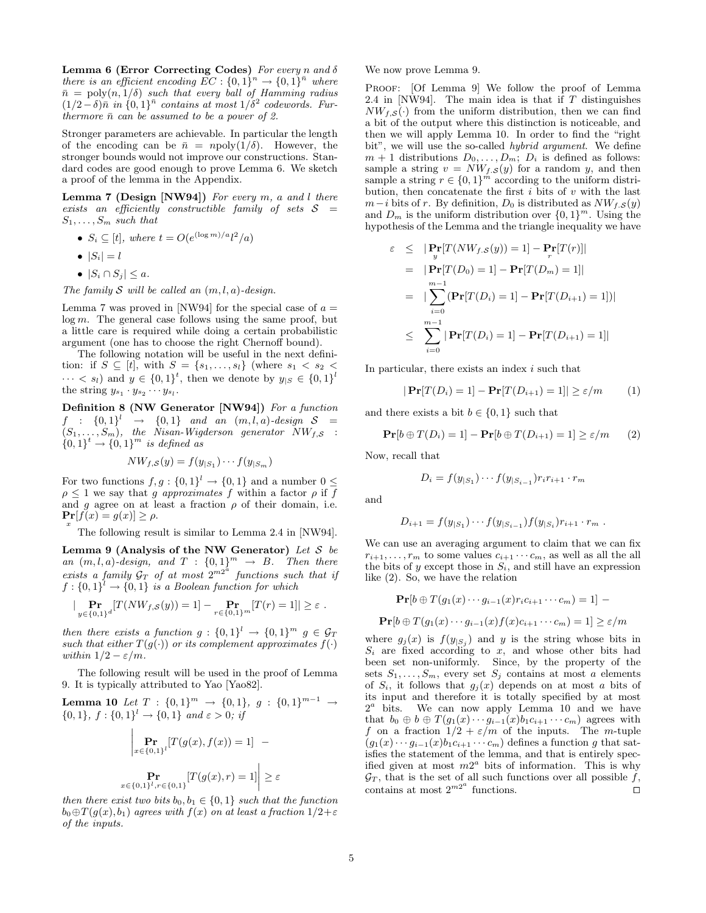**Lemma 6 (Error Correcting Codes)** *For every $n$ and $\delta$ there is an efficient encoding $EC : \{0,1\}^n \rightarrow \{0,1\}^{\bar{n}}$ where $\bar{n} = \text{poly}(n, 1/\delta)$ such that every ball of Hamming radius $(1/2 - \delta)\bar{n}$ in $\{0,1\}^{\bar{n}}$ contains at most $1/\delta^2$ codewords. Furthermore $\bar{n}$ can be assumed to be a power of 2.*

Stronger parameters are achievable. In particular the length of the encoding can be $\bar{n} = n\text{poly}(1/\delta)$. However, the stronger bounds would not improve our constructions. Standard codes are good enough to prove Lemma 6. We sketch a proof of the lemma in the Appendix.

**Lemma 7 (Design [NW94])** *For every $m$, $a$ and $l$ there exists an efficiently constructible family of sets $\mathcal{S} = S_1, \ldots, S_m$ such that*

- *$S_i \subseteq [t]$, where $t = O(e^{(\log m)/a} l^2/a)$*
- *$|S_i| = l$*
- *$|S_i \cap S_j| \leq a$.*

*The family $\mathcal{S}$ will be called an $(m, l, a)$-design.*

Lemma 7 was proved in [NW94] for the special case of $a = \log m$. The general case follows using the same proof, but a little care is required while doing a certain probabilistic argument (one has to choose the right Chernoff bound).

The following notation will be useful in the next definition: if $S \subseteq [t]$, with $S = \{s_1, \ldots, s_l\}$ (where $s_1 < s_2 < \cdots < s_l$) and $y \in \{0,1\}^t$, then we denote by $y_{|S} \in \{0,1\}^l$ the string $y_{s_1} \cdot y_{s_2} \cdots y_{s_l}$.

**Definition 8 (NW Generator [NW94])** *For a function $f : \{0,1\}^l \rightarrow \{0,1\}$ and an $(m, l, a)$-design $\mathcal{S} = (S_1, \ldots, S_m)$, the Nisan-Wigderson generator $NW_{f,\mathcal{S}} : \{0,1\}^t \rightarrow \{0,1\}^m$ is defined as*

$$NW_{f,\mathcal{S}}(y) = f(y_{|S_1}) \cdots f(y_{|S_m})$$

For two functions $f, g : \{0,1\}^l \rightarrow \{0,1\}$ and a number $0 \leq \rho \leq 1$ we say that $g$ *approximates* $f$ within a factor $\rho$ if $f$ and $g$ agree on at least a fraction $\rho$ of their domain, i.e. $\mathbf{Pr}_x[f(x) = g(x)] \geq \rho$.

The following result is similar to Lemma 2.4 in [NW94].

**Lemma 9 (Analysis of the NW Generator)** *Let $\mathcal{S}$ be an $(m, l, a)$-design, and $T : \{0,1\}^m \rightarrow B$. Then there exists a family $\mathcal{G}_T$ of at most $2^{m2^a}$ functions such that if $f : \{0,1\}^l \rightarrow \{0,1\}$ is a Boolean function for which*

$$|\mathbf{Pr}_{y \in \{0,1\}^d}[T(NW_{f,\mathcal{S}}(y)) = 1] - \mathbf{Pr}_{r \in \{0,1\}^m}[T(r) = 1]| \geq \varepsilon \ .$$

*then there exists a function $g : \{0,1\}^l \rightarrow \{0,1\}^m$ $g \in \mathcal{G}_T$ such that either $T(g(\cdot))$ or its complement approximates $f(\cdot)$ within $1/2 - \varepsilon/m$.*

The following result will be used in the proof of Lemma 9. It is typically attributed to Yao [Yao82].

**Lemma 10** *Let $T : \{0,1\}^m \rightarrow \{0,1\}$, $g : \{0,1\}^{m-1} \rightarrow \{0,1\}$, $f : \{0,1\}^l \rightarrow \{0,1\}$ and $\varepsilon > 0$; if*

$$\left| \mathbf{Pr}_{x \in \{0,1\}^l}[T(g(x), f(x)) = 1] \ - \mathbf{Pr}_{x \in \{0,1\}^l, r \in \{0,1\}}[T(g(x), r) = 1] \right| \geq \varepsilon$$

*then there exist two bits $b_0, b_1 \in \{0,1\}$ such that the function $b_0 \oplus T(g(x), b_1)$ agrees with $f(x)$ on at least a fraction $1/2 + \varepsilon$ of the inputs.*

We now prove Lemma 9.

Proof: [Of Lemma 9] We follow the proof of Lemma 2.4 in [NW94]. The main idea is that if $T$ distinguishes $NW_{f,\mathcal{S}}(\cdot)$ from the uniform distribution, then we can find a bit of the output where this distinction is noticeable, and then we will apply Lemma 10. In order to find the "right bit", we will use the so-called *hybrid argument*. We define $m+1$ distributions $D_0, \ldots, D_m$; $D_i$ is defined as follows: sample a string $v = NW_{f,\mathcal{S}}(y)$ for a random $y$, and then sample a string $r \in \{0,1\}^m$ according to the uniform distribution, then concatenate the first $i$ bits of $v$ with the last $m - i$ bits of $r$. By definition, $D_0$ is distributed as $NW_{f,\mathcal{S}}(y)$ and $D_m$ is the uniform distribution over $\{0,1\}^m$. Using the hypothesis of the Lemma and the triangle inequality we have

$$\begin{aligned}
\varepsilon &\leq |\mathbf{Pr}_y[T(NW_{f,\mathcal{S}}(y)) = 1] - \mathbf{Pr}_r[T(r)]| \\
&= |\mathbf{Pr}[T(D_0) = 1] - \mathbf{Pr}[T(D_m) = 1]| \\
&= |\sum_{i=0}^{m-1} (\mathbf{Pr}[T(D_i) = 1] - \mathbf{Pr}[T(D_{i+1}) = 1])| \\
&\leq \sum_{i=0}^{m-1} |\mathbf{Pr}[T(D_i) = 1] - \mathbf{Pr}[T(D_{i+1}) = 1]|
\end{aligned}$$

In particular, there exists an index $i$ such that

$$|\mathbf{Pr}[T(D_i) = 1] - \mathbf{Pr}[T(D_{i+1}) = 1]| \geq \varepsilon/m \qquad (1)$$

and there exists a bit $b \in \{0,1\}$ such that

$$\mathbf{Pr}[b \oplus T(D_i) = 1] - \mathbf{Pr}[b \oplus T(D_{i+1}) = 1] \geq \varepsilon/m \qquad (2)$$

Now, recall that

$$D_i = f(y_{|S_1}) \cdots f(y_{|S_{i-1}}) r_i r_{i+1} \cdot r_m$$

and

$$D_{i+1} = f(y_{|S_1}) \cdots f(y_{|S_{i-1}}) f(y_{|S_i}) r_{i+1} \cdot r_m \ .$$

We can use an averaging argument to claim that we can fix $r_{i+1}, \ldots, r_m$ to some values $c_{i+1} \cdots c_m$, as well as all the all the bits of $y$ except those in $S_i$, and still have an expression like (2). So, we have the relation

$$\mathbf{Pr}[b \oplus T(g_1(x) \cdots g_{i-1}(x) r_i c_{i+1} \cdots c_m) = 1] \ -$$

$$\mathbf{Pr}[b \oplus T(g_1(x) \cdots g_{i-1}(x) f(x) c_{i+1} \cdots c_m) = 1] \geq \varepsilon/m$$

where $g_j(x)$ is $f(y_{|S_j})$ and $y$ is the string whose bits in $S_i$ are fixed according to $x$, and whose other bits had been set non-uniformly. Since, by the property of the sets $S_1, \ldots, S_m$, every set $S_j$ contains at most $a$ elements of $S_i$, it follows that $g_j(x)$ depends on at most $a$ bits of its input and therefore it is totally specified by at most $2^a$ bits. We can now apply Lemma 10 and we have that $b_0 \oplus b \oplus T(g_1(x) \cdots g_{i-1}(x) b_1 c_{i+1} \cdots c_m)$ agrees with $f$ on a fraction $1/2 + \varepsilon/m$ of the inputs. The $m$-tuple $(g_1(x) \cdots g_{i-1}(x) b_1 c_{i+1} \cdots c_m)$ defines a function $g$ that satisfies the statement of the lemma, and that is entirely specified given at most $m2^a$ bits of information. This is why $\mathcal{G}_T$, that is the set of all such functions over all possible $f$, contains at most $2^{m2^a}$ functions. □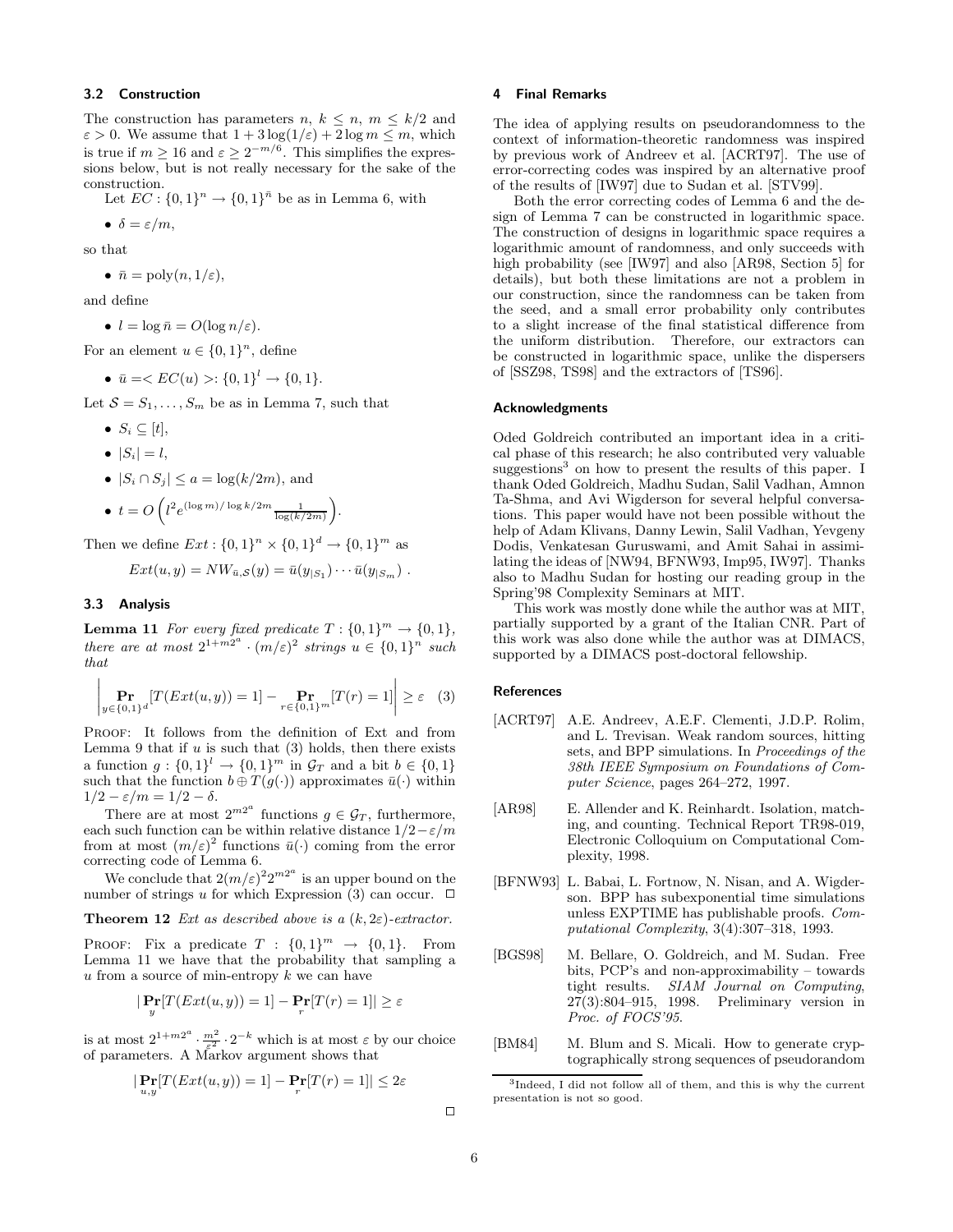### 3.2 Construction

The construction has parameters $n$, $k \leq n$, $m \leq k/2$ and $\varepsilon > 0$. We assume that $1 + 3\log(1/\varepsilon) + 2\log m \leq m$, which is true if $m \geq 16$ and $\varepsilon \geq 2^{-m/6}$. This simplifies the expressions below, but is not really necessary for the sake of the construction.

Let $EC : \{0,1\}^n \rightarrow \{0,1\}^{\bar{n}}$ be as in Lemma 6, with

- $\delta = \varepsilon/m$,

so that

- $\bar{n} = \text{poly}(n, 1/\varepsilon)$,

and define

- $l = \log \bar{n} = O(\log n/\varepsilon)$.

For an element $u \in \{0,1\}^n$, define

- $\bar{u} =< EC(u) >: \{0,1\}^l \rightarrow \{0,1\}$.

Let $\mathcal{S} = S_1, \ldots, S_m$ be as in Lemma 7, such that

- $S_i \subseteq [t]$,
- $|S_i| = l$,
- $|S_i \cap S_j| \leq a = \log(k/2m)$, and
- $t = O\left(l^2 e^{(\log m)/\log k/2m} \frac{1}{\log(k/2m)}\right)$.

Then we define $Ext : \{0,1\}^n \times \{0,1\}^d \rightarrow \{0,1\}^m$ as

$$Ext(u,y) = NW_{\bar{u},\mathcal{S}}(y) = \bar{u}(y_{|S_1}) \cdots \bar{u}(y_{|S_m}) \ .$$

### 3.3 Analysis

**Lemma 11** *For every fixed predicate $T : \{0,1\}^m \rightarrow \{0,1\}$, there are at most $2^{1+m2^a} \cdot (m/\varepsilon)^2$ strings $u \in \{0,1\}^n$ such that*

$$\left| \Pr_{y \in \{0,1\}^d}[T(Ext(u,y)) = 1] - \Pr_{r \in \{0,1\}^m}[T(r) = 1] \right| \geq \varepsilon \quad (3)$$

Proof: It follows from the definition of Ext and from Lemma 9 that if $u$ is such that (3) holds, then there exists a function $g : \{0,1\}^l \rightarrow \{0,1\}^m$ in $\mathcal{G}_T$ and a bit $b \in \{0,1\}$ such that the function $b \oplus T(g(\cdot))$ approximates $\bar{u}(\cdot)$ within $1/2 - \varepsilon/m = 1/2 - \delta$.

There are at most $2^{m2^a}$ functions $g \in \mathcal{G}_T$, furthermore, each such function can be within relative distance $1/2 - \varepsilon/m$ from at most $(m/\varepsilon)^2$ functions $\bar{u}(\cdot)$ coming from the error correcting code of Lemma 6.

We conclude that $2(m/\varepsilon)^2 2^{m2^a}$ is an upper bound on the number of strings $u$ for which Expression (3) can occur. $\square$

**Theorem 12** *Ext as described above is a $(k, 2\varepsilon)$-extractor.*

Proof: Fix a predicate $T : \{0,1\}^m \rightarrow \{0,1\}$. From Lemma 11 we have that the probability that sampling a $u$ from a source of min-entropy $k$ we can have

$$|\Pr_y[T(Ext(u,y)) = 1] - \Pr_r[T(r) = 1]| \geq \varepsilon$$

is at most $2^{1+m2^a} \cdot \frac{m^2}{\varepsilon^2} \cdot 2^{-k}$ which is at most $\varepsilon$ by our choice of parameters. A Markov argument shows that

$$|\Pr_{u,y}[T(Ext(u,y)) = 1] - \Pr_r[T(r) = 1]| \leq 2\varepsilon$$

$\square$

## 4 Final Remarks

The idea of applying results on pseudorandomness to the context of information-theoretic randomness was inspired by previous work of Andreev et al. [ACRT97]. The use of error-correcting codes was inspired by an alternative proof of the results of [IW97] due to Sudan et al. [STV99].

Both the error correcting codes of Lemma 6 and the design of Lemma 7 can be constructed in logarithmic space. The construction of designs in logarithmic space requires a logarithmic amount of randomness, and only succeeds with high probability (see [IW97] and also [AR98, Section 5] for details), but both these limitations are not a problem in our construction, since the randomness can be taken from the seed, and a small error probability only contributes to a slight increase of the final statistical difference from the uniform distribution. Therefore, our extractors can be constructed in logarithmic space, unlike the dispersers of [SSZ98, TS98] and the extractors of [TS96].

#### Acknowledgments

Oded Goldreich contributed an important idea in a critical phase of this research; he also contributed very valuable suggestions[3] on how to present the results of this paper. I thank Oded Goldreich, Madhu Sudan, Salil Vadhan, Amnon Ta-Shma, and Avi Wigderson for several helpful conversations. This paper would have not been possible without the help of Adam Klivans, Danny Lewin, Salil Vadhan, Yevgeny Dodis, Venkatesan Guruswami, and Amit Sahai in assimilating the ideas of [NW94, BFNW93, Imp95, IW97]. Thanks also to Madhu Sudan for hosting our reading group in the Spring'98 Complexity Seminars at MIT.

This work was mostly done while the author was at MIT, partially supported by a grant of the Italian CNR. Part of this work was also done while the author was at DIMACS, supported by a DIMACS post-doctoral fellowship.

#### References

[ACRT97] A.E. Andreev, A.E.F. Clementi, J.D.P. Rolim, and L. Trevisan. Weak random sources, hitting sets, and BPP simulations. In *Proceedings of the 38th IEEE Symposium on Foundations of Computer Science*, pages 264–272, 1997.

[AR98] E. Allender and K. Reinhardt. Isolation, matching, and counting. Technical Report TR98-019, Electronic Colloquium on Computational Complexity, 1998.

[BFNW93] L. Babai, L. Fortnow, N. Nisan, and A. Wigderson. BPP has subexponential time simulations unless EXPTIME has publishable proofs. *Computational Complexity*, 3(4):307–318, 1993.

[BGS98] M. Bellare, O. Goldreich, and M. Sudan. Free bits, PCP's and non-approximability – towards tight results. *SIAM Journal on Computing*, 27(3):804–915, 1998. Preliminary version in *Proc. of FOCS'95.*

[BM84] M. Blum and S. Micali. How to generate cryptographically strong sequences of pseudorandom

[3] Indeed, I did not follow all of them, and this is why the current presentation is not so good.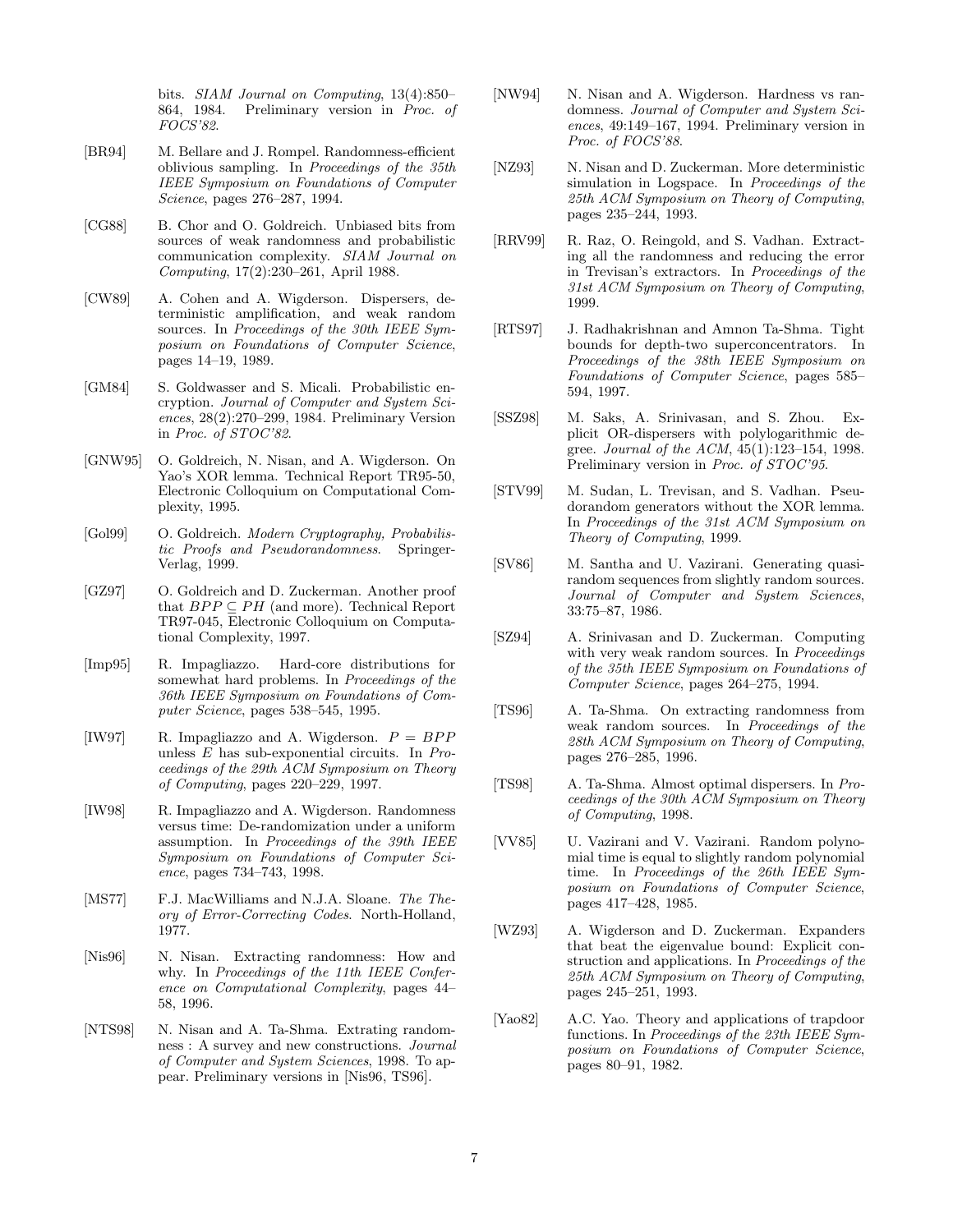bits. *SIAM Journal on Computing*, 13(4):850–864, 1984. Preliminary version in *Proc. of FOCS'82*.

[BR94] M. Bellare and J. Rompel. Randomness-efficient oblivious sampling. In *Proceedings of the 35th IEEE Symposium on Foundations of Computer Science*, pages 276–287, 1994.

[CG88] B. Chor and O. Goldreich. Unbiased bits from sources of weak randomness and probabilistic communication complexity. *SIAM Journal on Computing*, 17(2):230–261, April 1988.

[CW89] A. Cohen and A. Wigderson. Dispersers, deterministic amplification, and weak random sources. In *Proceedings of the 30th IEEE Symposium on Foundations of Computer Science*, pages 14–19, 1989.

[GM84] S. Goldwasser and S. Micali. Probabilistic encryption. *Journal of Computer and System Sciences*, 28(2):270–299, 1984. Preliminary Version in *Proc. of STOC'82*.

[GNW95] O. Goldreich, N. Nisan, and A. Wigderson. On Yao's XOR lemma. Technical Report TR95-50, Electronic Colloquium on Computational Complexity, 1995.

[Gol99] O. Goldreich. *Modern Cryptography, Probabilistic Proofs and Pseudorandomness*. Springer-Verlag, 1999.

[GZ97] O. Goldreich and D. Zuckerman. Another proof that $BPP \subseteq PH$ (and more). Technical Report TR97-045, Electronic Colloquium on Computational Complexity, 1997.

[Imp95] R. Impagliazzo. Hard-core distributions for somewhat hard problems. In *Proceedings of the 36th IEEE Symposium on Foundations of Computer Science*, pages 538–545, 1995.

[IW97] R. Impagliazzo and A. Wigderson. $P = BPP$ unless $E$ has sub-exponential circuits. In *Proceedings of the 29th ACM Symposium on Theory of Computing*, pages 220–229, 1997.

[IW98] R. Impagliazzo and A. Wigderson. Randomness versus time: De-randomization under a uniform assumption. In *Proceedings of the 39th IEEE Symposium on Foundations of Computer Science*, pages 734–743, 1998.

[MS77] F.J. MacWilliams and N.J.A. Sloane. *The Theory of Error-Correcting Codes*. North-Holland, 1977.

[Nis96] N. Nisan. Extracting randomness: How and why. In *Proceedings of the 11th IEEE Conference on Computational Complexity*, pages 44–58, 1996.

[NTS98] N. Nisan and A. Ta-Shma. Extrating randomness : A survey and new constructions. *Journal of Computer and System Sciences*, 1998. To appear. Preliminary versions in [Nis96, TS96].

[NW94] N. Nisan and A. Wigderson. Hardness vs randomness. *Journal of Computer and System Sciences*, 49:149–167, 1994. Preliminary version in *Proc. of FOCS'88*.

[NZ93] N. Nisan and D. Zuckerman. More deterministic simulation in Logspace. In *Proceedings of the 25th ACM Symposium on Theory of Computing*, pages 235–244, 1993.

[RRV99] R. Raz, O. Reingold, and S. Vadhan. Extracting all the randomness and reducing the error in Trevisan's extractors. In *Proceedings of the 31st ACM Symposium on Theory of Computing*, 1999.

[RTS97] J. Radhakrishnan and Amnon Ta-Shma. Tight bounds for depth-two superconcentrators. In *Proceedings of the 38th IEEE Symposium on Foundations of Computer Science*, pages 585–594, 1997.

[SSZ98] M. Saks, A. Srinivasan, and S. Zhou. Explicit OR-dispersers with polylogarithmic degree. *Journal of the ACM*, 45(1):123–154, 1998. Preliminary version in *Proc. of STOC'95*.

[STV99] M. Sudan, L. Trevisan, and S. Vadhan. Pseudorandom generators without the XOR lemma. In *Proceedings of the 31st ACM Symposium on Theory of Computing*, 1999.

[SV86] M. Santha and U. Vazirani. Generating quasi-random sequences from slightly random sources. *Journal of Computer and System Sciences*, 33:75–87, 1986.

[SZ94] A. Srinivasan and D. Zuckerman. Computing with very weak random sources. In *Proceedings of the 35th IEEE Symposium on Foundations of Computer Science*, pages 264–275, 1994.

[TS96] A. Ta-Shma. On extracting randomness from weak random sources. In *Proceedings of the 28th ACM Symposium on Theory of Computing*, pages 276–285, 1996.

[TS98] A. Ta-Shma. Almost optimal dispersers. In *Proceedings of the 30th ACM Symposium on Theory of Computing*, 1998.

[VV85] U. Vazirani and V. Vazirani. Random polynomial time is equal to slightly random polynomial time. In *Proceedings of the 26th IEEE Symposium on Foundations of Computer Science*, pages 417–428, 1985.

[WZ93] A. Wigderson and D. Zuckerman. Expanders that beat the eigenvalue bound: Explicit construction and applications. In *Proceedings of the 25th ACM Symposium on Theory of Computing*, pages 245–251, 1993.

[Yao82] A.C. Yao. Theory and applications of trapdoor functions. In *Proceedings of the 23th IEEE Symposium on Foundations of Computer Science*, pages 80–91, 1982.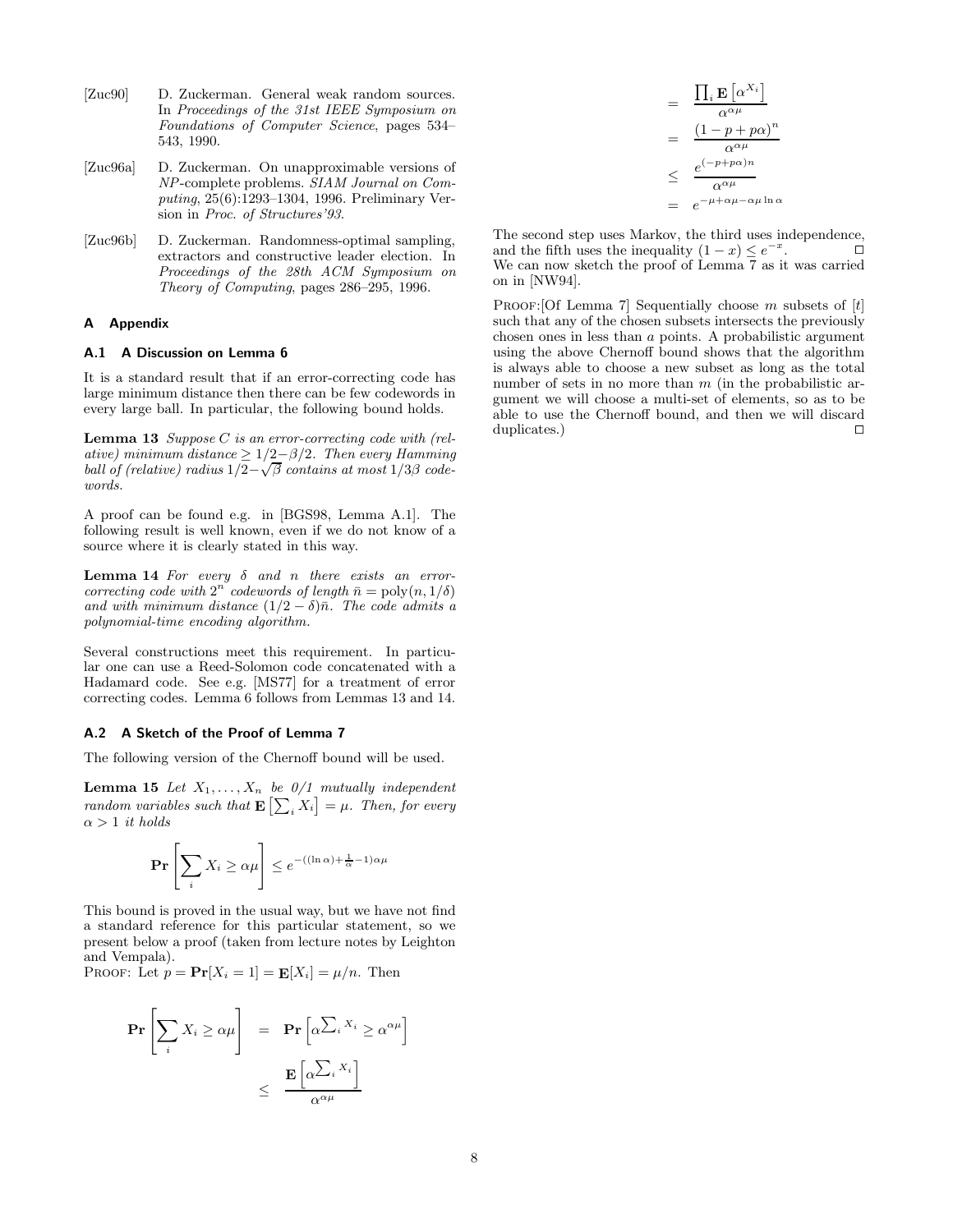[Zuc90] D. Zuckerman. General weak random sources. In *Proceedings of the 31st IEEE Symposium on Foundations of Computer Science*, pages 534–543, 1990.

[Zuc96a] D. Zuckerman. On unapproximable versions of *NP*-complete problems. *SIAM Journal on Computing*, 25(6):1293–1304, 1996. Preliminary Version in *Proc. of Structures'93*.

[Zuc96b] D. Zuckerman. Randomness-optimal sampling, extractors and constructive leader election. In *Proceedings of the 28th ACM Symposium on Theory of Computing*, pages 286–295, 1996.

## A Appendix

### A.1 A Discussion on Lemma 6

It is a standard result that if an error-correcting code has large minimum distance then there can be few codewords in every large ball. In particular, the following bound holds.

**Lemma 13** *Suppose $C$ is an error-correcting code with (relative) minimum distance $\geq 1/2 - \beta/2$. Then every Hamming ball of (relative) radius $1/2 - \sqrt{\beta}$ contains at most $1/3\beta$ codewords.*

A proof can be found e.g. in [BGS98, Lemma A.1]. The following result is well known, even if we do not know of a source where it is clearly stated in this way.

**Lemma 14** *For every $\delta$ and $n$ there exists an error-correcting code with $2^n$ codewords of length $\bar{n} = \mathrm{poly}(n, 1/\delta)$ and with minimum distance $(1/2 - \delta)\bar{n}$. The code admits a polynomial-time encoding algorithm.*

Several constructions meet this requirement. In particular one can use a Reed-Solomon code concatenated with a Hadamard code. See e.g. [MS77] for a treatment of error correcting codes. Lemma 6 follows from Lemmas 13 and 14.

### A.2 A Sketch of the Proof of Lemma 7

The following version of the Chernoff bound will be used.

**Lemma 15** *Let $X_1, \ldots, X_n$ be 0/1 mutually independent random variables such that $\mathbf{E}\left[\sum_i X_i\right] = \mu$. Then, for every $\alpha > 1$ it holds*

$$\mathbf{Pr}\left[\sum_i X_i \geq \alpha\mu\right] \leq e^{-((\ln \alpha) + \frac{1}{\alpha} - 1)\alpha\mu}$$

This bound is proved in the usual way, but we have not find a standard reference for this particular statement, so we present below a proof (taken from lecture notes by Leighton and Vempala).

PROOF: Let $p = \mathbf{Pr}[X_i = 1] = \mathbf{E}[X_i] = \mu/n$. Then

$$\begin{aligned}
\mathbf{Pr}\left[\sum_i X_i \geq \alpha\mu\right] &= \mathbf{Pr}\left[\alpha^{\sum_i X_i} \geq \alpha^{\alpha\mu}\right] \\
&\leq \frac{\mathbf{E}\left[\alpha^{\sum_i X_i}\right]}{\alpha^{\alpha\mu}} \\
&= \frac{\prod_i \mathbf{E}\left[\alpha^{X_i}\right]}{\alpha^{\alpha\mu}} \\
&= \frac{(1 - p + p\alpha)^n}{\alpha^{\alpha\mu}} \\
&\leq \frac{e^{(-p+p\alpha)n}}{\alpha^{\alpha\mu}} \\
&= e^{-\mu + \alpha\mu - \alpha\mu \ln \alpha}
\end{aligned}$$

The second step uses Markov, the third uses independence, and the fifth uses the inequality $(1 - x) \leq e^{-x}$. □

We can now sketch the proof of Lemma 7 as it was carried on in [NW94].

PROOF:[Of Lemma 7] Sequentially choose $m$ subsets of $[t]$ such that any of the chosen subsets intersects the previously chosen ones in less than $a$ points. A probabilistic argument using the above Chernoff bound shows that the algorithm is always able to choose a new subset as long as the total number of sets in no more than $m$ (in the probabilistic argument we will choose a multi-set of elements, so as to be able to use the Chernoff bound, and then we will discard duplicates.) □